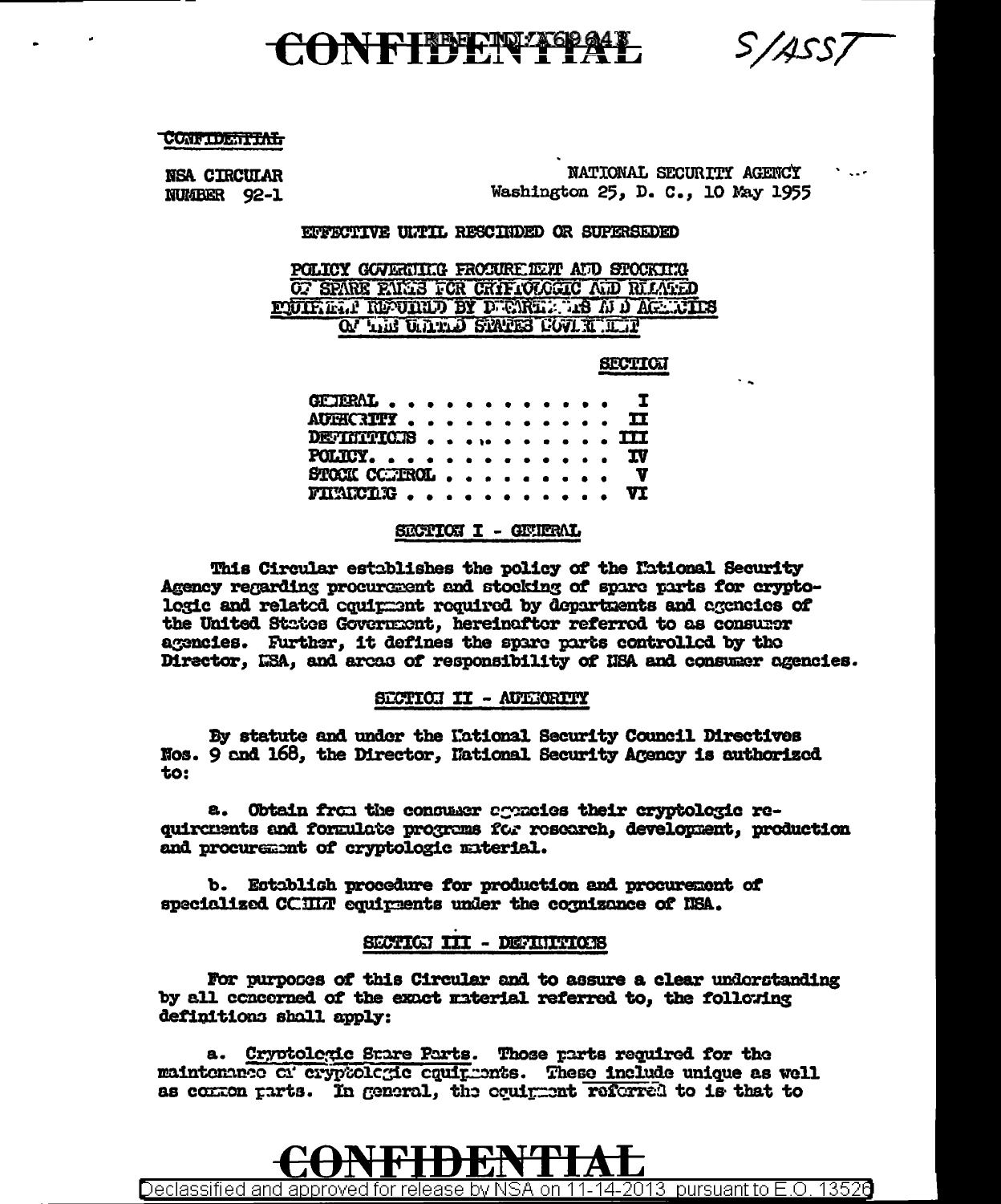CONFIDENTIAL S/ASST

CONFIDENTIAL

NSA CIRCULAR
NUMBER 92-1

NATIONAL SECURITY AGENCY
Washington 25, D. C., 10 May 1955

EFFECTIVE UNTIL RESCINDED OR SUPERSEDED

POLICY GOVERNING PROCUREMENT AND STOCKING OF SPARE PARTS FOR CRYPTOLOGIC AND RELATED EQUIPMENT REQUIRED BY DEPARTMENTS AND AGENCIES OF THE UNITED STATES GOVERNMENT

| | SECTION |
|---|---|
| GENERAL | I |
| AUTHORITY | II |
| DEFINITIONS | III |
| POLICY | IV |
| STOCK CONTROL | V |
| FINANCING | VI |

SECTION I - GENERAL

This Circular establishes the policy of the National Security Agency regarding procurement and stocking of spare parts for cryptologic and related equipment required by departments and agencies of the United States Government, hereinafter referred to as consumer agencies. Further, it defines the spare parts controlled by the Director, NSA, and areas of responsibility of NSA and consumer agencies.

SECTION II - AUTHORITY

By statute and under the National Security Council Directives Nos. 9 and 168, the Director, National Security Agency is authorized to:

a. Obtain from the consumer agencies their cryptologic requirements and formulate programs for research, development, production and procurement of cryptologic material.

b. Establish procedure for production and procurement of specialized COMINT equipments under the cognizance of NSA.

SECTION III - DEFINITIONS

For purposes of this Circular and to assure a clear understanding by all concerned of the exact material referred to, the following definitions shall apply:

a. Cryptologic Spare Parts. Those parts required for the maintenance of cryptologic equipments. These include unique as well as common parts. In general, the equipment referred to is that to

CONFIDENTIAL

Declassified and approved for release by NSA on 11-14-2013 pursuant to E.O. 13526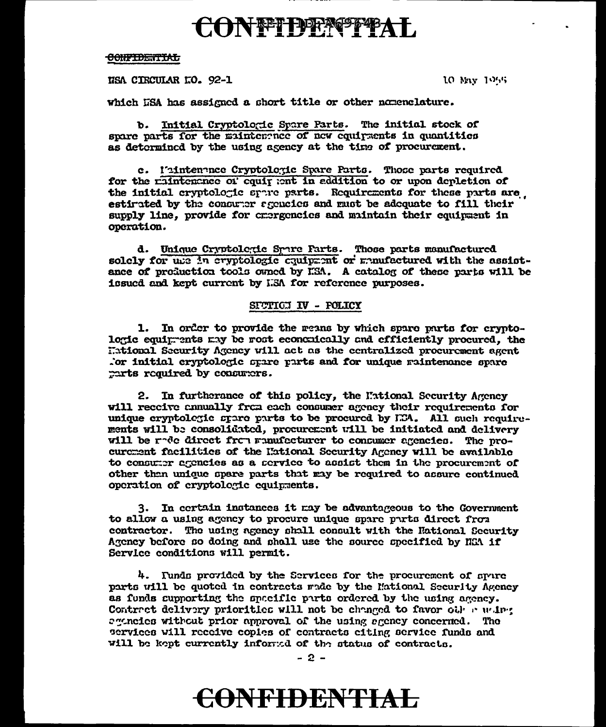CONFIDENTIAL

NSA CIRCULAR NO. 92-1 10 May 1956

which NSA has assigned a short title or other nomenclature.

b. Initial Cryptologic Spare Parts. The initial stock of spare parts for the maintenance of new equipments in quantities as determined by the using agency at the time of procurement.

c. Maintenance Cryptologic Spare Parts. Those parts required for the maintenance of equipment in addition to or upon depletion of the initial cryptologic spare parts. Requirements for these parts are estimated by the consumer agencies and must be adequate to fill their supply line, provide for emergencies and maintain their equipment in operation.

d. Unique Cryptologic Spare Parts. Those parts manufactured solely for use in cryptologic equipment or manufactured with the assistance of production tools owned by NSA. A catalog of these parts will be issued and kept current by NSA for reference purposes.

## SECTION IV - POLICY

1. In order to provide the means by which spare parts for cryptologic equipments may be most economically and efficiently procured, the National Security Agency will act as the centralized procurement agent for initial cryptologic spare parts and for unique maintenance spare parts required by consumers.

2. In furtherance of this policy, the National Security Agency will receive annually from each consumer agency their requirements for unique cryptologic spare parts to be procured by NSA. All such requirements will be consolidated, procurement will be initiated and delivery will be made direct from manufacturer to consumer agencies. The procurement facilities of the National Security Agency will be available to consumer agencies as a service to assist them in the procurement of other than unique spare parts that may be required to assure continued operation of cryptologic equipments.

3. In certain instances it may be advantageous to the Government to allow a using agency to procure unique spare parts direct from contractor. The using agency shall consult with the National Security Agency before so doing and shall use the source specified by NSA if Service conditions will permit.

4. Funds provided by the Services for the procurement of spare parts will be quoted in contracts made by the National Security Agency as funds supporting the specific parts ordered by the using agency. Contract delivery priorities will not be changed to favor other using agencies without prior approval of the using agency concerned. The services will receive copies of contracts citing service funds and will be kept currently informed of the status of contracts.

CONFIDENTIAL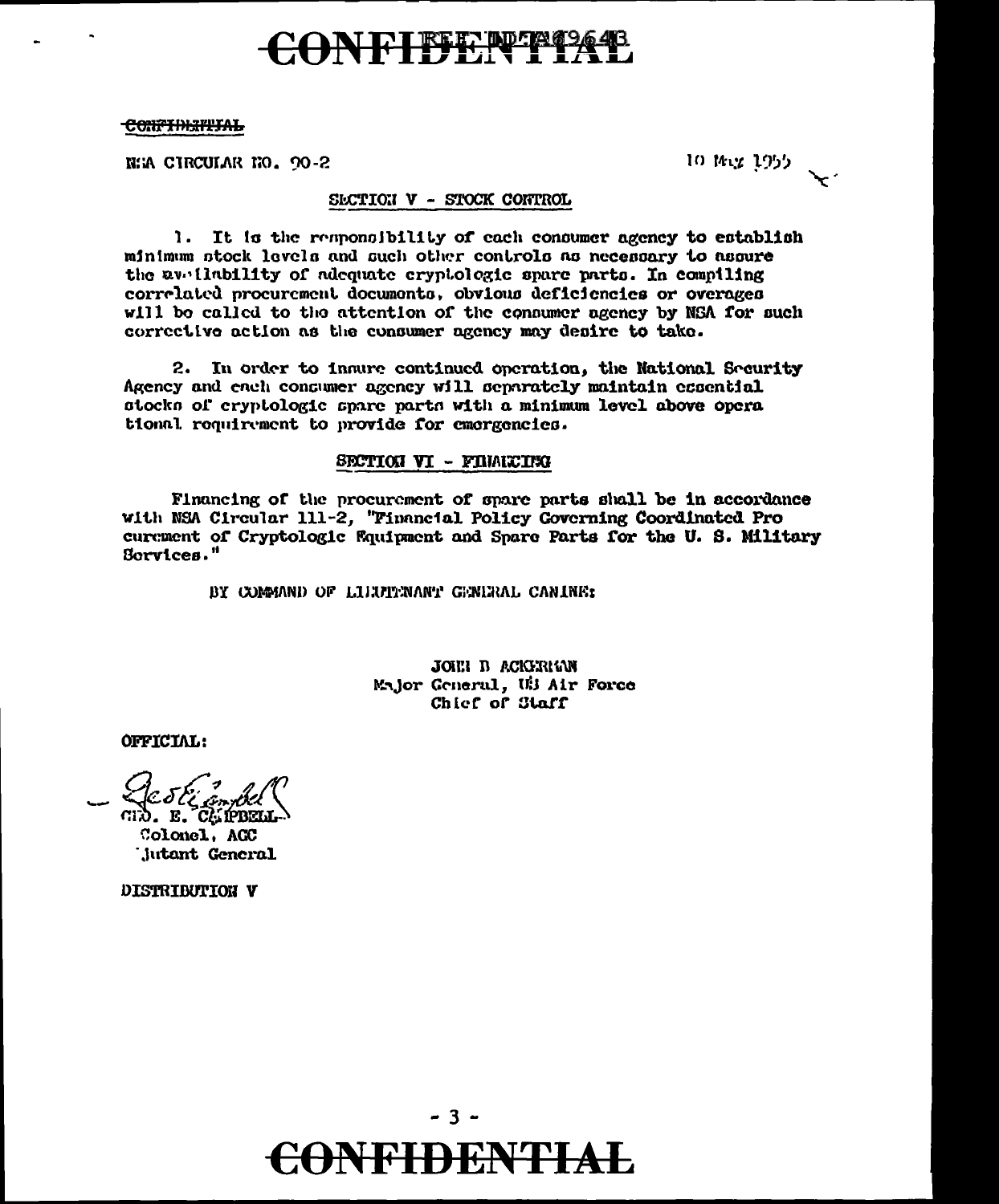CONFIDENTIAL

NSA CIRCULAR NO. 90-2

10 May 1955

## SECTION V - STOCK CONTROL

1. It is the responsibility of each consumer agency to establish minimum stock levels and such other controls as necessary to assure the availability of adequate cryptologic spare parts. In compiling correlated procurement documents, obvious deficiencies or overages will be called to the attention of the consumer agency by NSA for such corrective action as the consumer agency may desire to take.

2. In order to insure continued operation, the National Security Agency and each consumer agency will separately maintain essential stocks of cryptologic spare parts with a minimum level above operational requirement to provide for emergencies.

## SECTION VI - FINANCING

Financing of the procurement of spare parts shall be in accordance with NSA Circular 111-2, "Financial Policy Governing Coordinated Procurement of Cryptologic Equipment and Spare Parts for the U. S. Military Services."

BY COMMAND OF LIEUTENANT GENERAL CANINE:

JOHN B ACKERMAN
Major General, US Air Force
Chief of Staff

OFFICIAL:

GEO. E. CAMPBELL
Colonel, AGC
Adjutant General

DISTRIBUTION V

CONFIDENTIAL